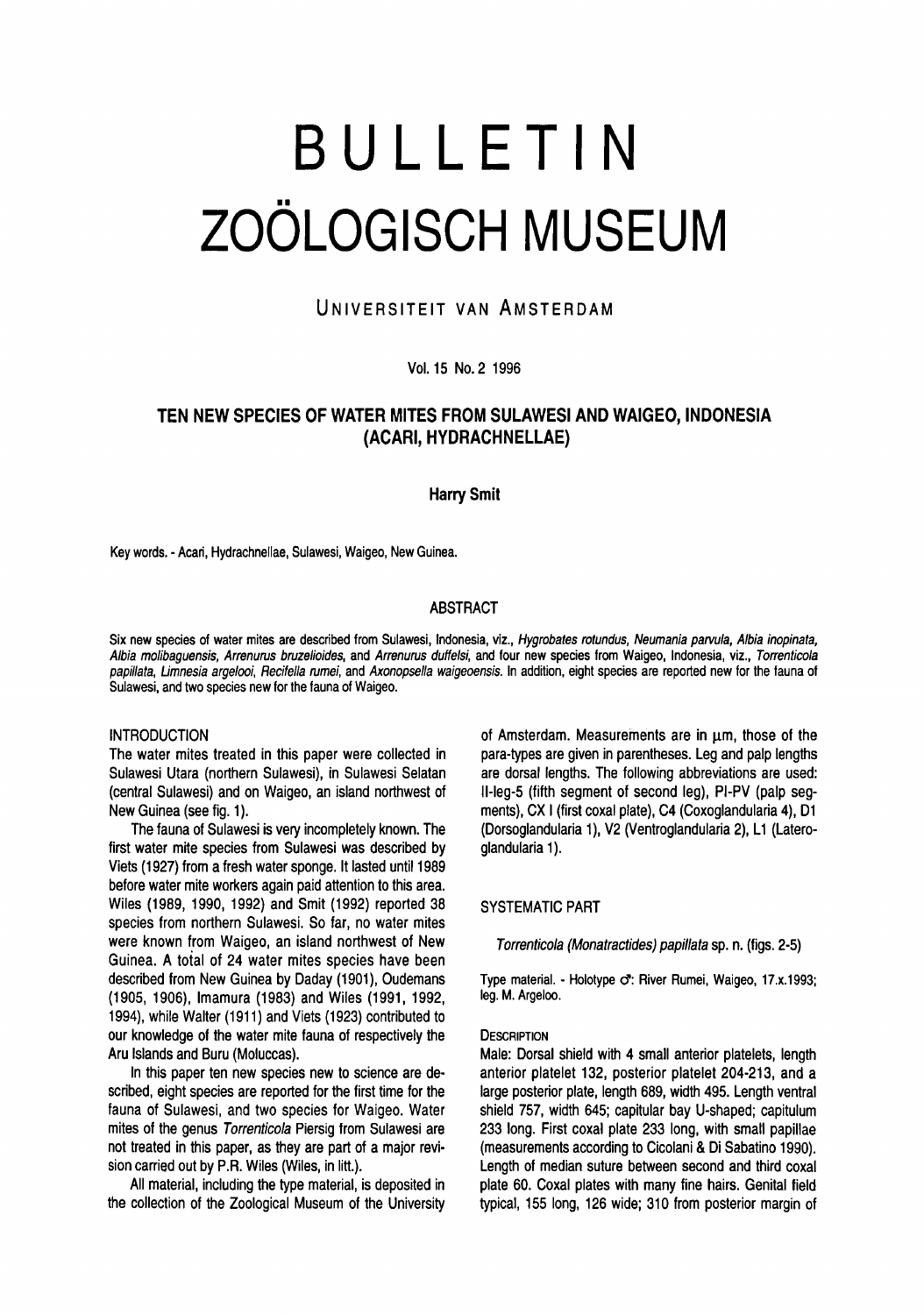# BULLETIN ZOÖLOGISCH MUSEUM

UNIVERSITEIT VAN AMSTERDAM

Vol. 15 No. 2 1996

## TEN NEW SPECIES OF WATER MITES FROM SULAWESI AND WAIGEO, INDONESIA (ACARI, HYDRACHNELLAE)

**Harry Smit**

Key words. - Acari, Hydrachnellae, Sulawesi, Waigeo, New Guinea.

### ABSTRACT

Six new species of water mites are described from Sulawesi, Indonesia, viz., *Hygrobates rotundus, Neumania parvula, Albia inopinata, Albia molibaguensis, Arrenurus bruzelioides*, and *Arrenurus duffelsi*, and four new species from Waigeo, Indonesia, viz., *Torrenticola papillata, Limnesia argelooi, Recifella rumei*, and *Axonopsella waigeoensis*. In addition, eight species are reported new for the fauna of Sulawesi, and two species new for the fauna of Waigeo.

### INTRODUCTION

The water mites treated in this paper were collected in Sulawesi Utara (northern Sulawesi), in Sulawesi Selatan (central Sulawesi) and on Waigeo, an island northwest of New Guinea (see fig. 1).

The fauna of Sulawesi is very incompletely known. The first water mite species from Sulawesi was described by Viets (1927) from a fresh water sponge. It lasted until 1989 before water mite workers again paid attention to this area. Wiles (1989, 1990, 1992) and Smit (1992) reported 38 species from northern Sulawesi. So far, no water mites were known from Waigeo, an island northwest of New Guinea. A total of 24 water mites species have been described from New Guinea by Daday (1901), Oudemans (1905, 1906), Imamura (1983) and Wiles (1991, 1992, 1994), while Walter (1911) and Viets (1923) contributed to our knowledge of the water mite fauna of respectively the Aru Islands and Buru (Moluccas).

In this paper ten new species new to science are described, eight species are reported for the first time for the fauna of Sulawesi, and two species for Waigeo. Water mites of the genus *Torrenticola* Piersig from Sulawesi are not treated in this paper, as they are part of a major revision carried out by P.R. Wiles (Wiles, in litt.).

All material, including the type material, is deposited in the collection of the Zoological Museum of the University of Amsterdam. Measurements are in μm, those of the para-types are given in parentheses. Leg and palp lengths are dorsal lengths. The following abbreviations are used: II-leg-5 (fifth segment of second leg), PI-PV (palp segments), CX I (first coxal plate), C4 (Coxoglandularia 4), D1 (Dorsoglandularia 1), V2 (Ventroglandularia 2), L1 (Lateroglandularia 1).

### SYSTEMATIC PART

*Torrenticola (Monatractides) papillata* sp. n. (figs. 2-5)

Type material. - Holotype ♂: River Rumei, Waigeo, 17.x.1993; leg. M. Argeloo.

#### DESCRIPTION

Male: Dorsal shield with 4 small anterior platelets, length anterior platelet 132, posterior platelet 204-213, and a large posterior plate, length 689, width 495. Length ventral shield 757, width 645; capitular bay U-shaped; capitulum 233 long. First coxal plate 233 long, with small papillae (measurements according to Cicolani & Di Sabatino 1990). Length of median suture between second and third coxal plate 60. Coxal plates with many fine hairs. Genital field typical, 155 long, 126 wide; 310 from posterior margin of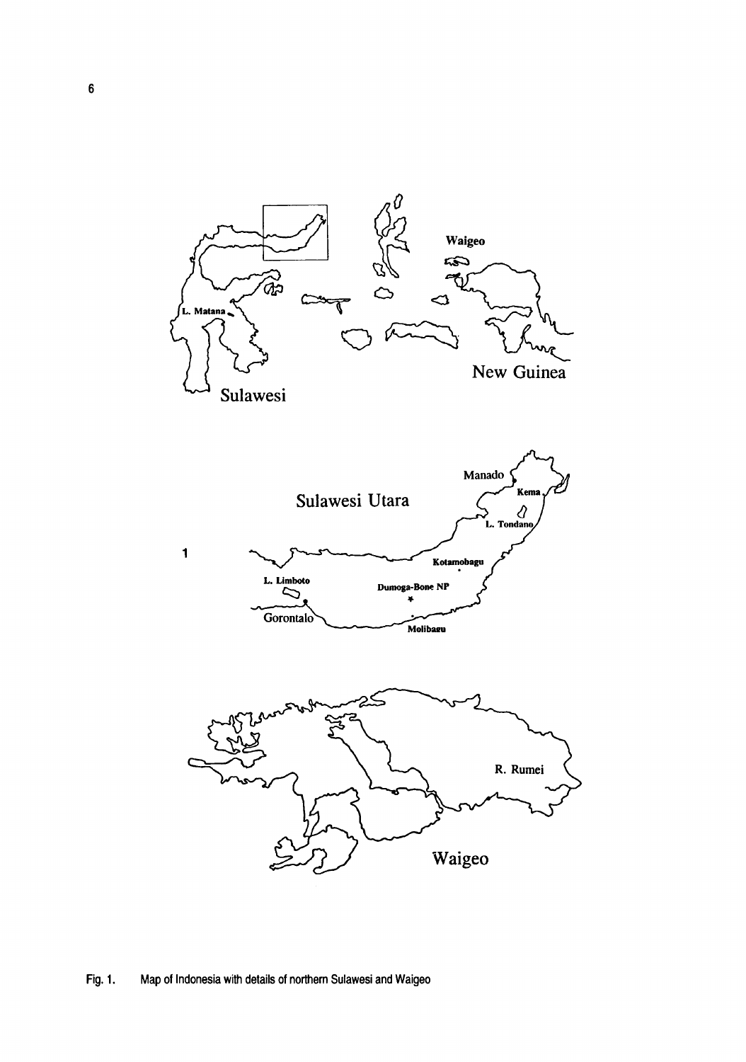Fig. 1. Map of Indonesia with details of northern Sulawesi and Waigeo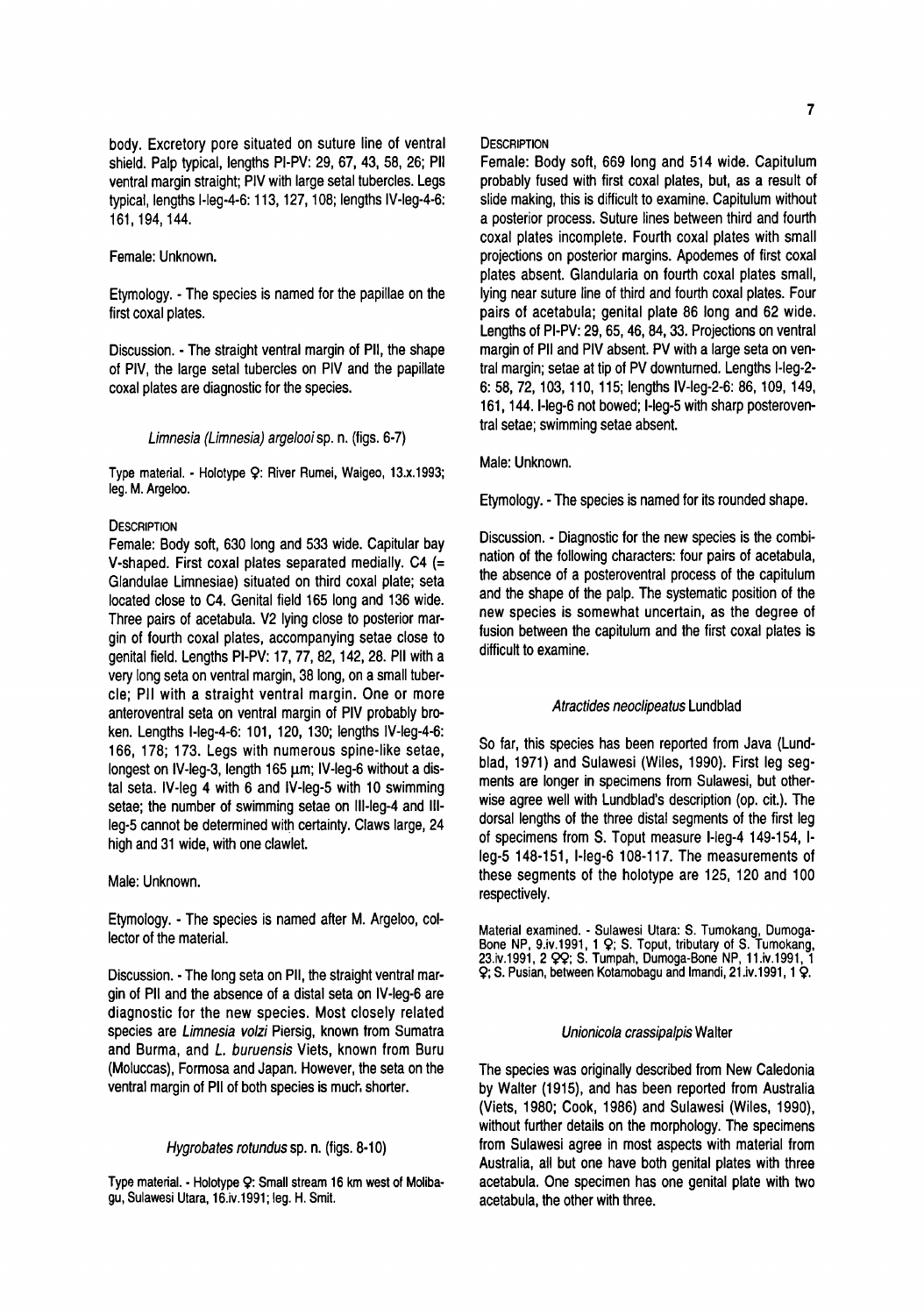body. Excretory pore situated on suture line of ventral shield. Palp typical, lengths PI-PV: 29, 67, 43, 58, 26; PII ventral margin straight; PIV with large setal tubercles. Legs typical, lengths I-leg-4-6: 113, 127, 108; lengths IV-leg-4-6: 161, 194, 144.

Female: Unknown.

Etymology. - The species is named for the papillae on the first coxal plates.

Discussion. - The straight ventral margin of PII, the shape of PIV, the large setal tubercles on PIV and the papillate coxal plates are diagnostic for the species.

### *Limnesia (Limnesia) argelooi* sp. n. (figs. 6-7)

Type material. - Holotype ♀: River Rumei, Waigeo, 13.x.1993; leg. M. Argeloo.

#### Description

Female: Body soft, 630 long and 533 wide. Capitular bay V-shaped. First coxal plates separated medially. C4 (= Glandulae Limnesiae) situated on third coxal plate; seta located close to C4. Genital field 165 long and 136 wide. Three pairs of acetabula. V2 lying close to posterior margin of fourth coxal plates, accompanying setae close to genital field. Lengths PI-PV: 17, 77, 82, 142, 28. PII with a very long seta on ventral margin, 38 long, on a small tubercle; PII with a straight ventral margin. One or more anteroventral seta on ventral margin of PIV probably broken. Lengths I-leg-4-6: 101, 120, 130; lengths IV-leg-4-6: 166, 178; 173. Legs with numerous spine-like setae, longest on IV-leg-3, length 165 µm; IV-leg-6 without a distal seta. IV-leg 4 with 6 and IV-leg-5 with 10 swimming setae; the number of swimming setae on III-leg-4 and III-leg-5 cannot be determined with certainty. Claws large, 24 high and 31 wide, with one clawlet.

Male: Unknown.

Etymology. - The species is named after M. Argeloo, collector of the material.

Discussion. - The long seta on PII, the straight ventral margin of PII and the absence of a distal seta on IV-leg-6 are diagnostic for the new species. Most closely related species are *Limnesia volzi* Piersig, known from Sumatra and Burma, and *L. buruensis* Viets, known from Buru (Moluccas), Formosa and Japan. However, the seta on the ventral margin of PII of both species is much shorter.

### *Hygrobates rotundus* sp. n. (figs. 8-10)

Type material. - Holotype ♀: Small stream 16 km west of Molibagu, Sulawesi Utara, 16.iv.1991; leg. H. Smit.

#### Description

Female: Body soft, 669 long and 514 wide. Capitulum probably fused with first coxal plates, but, as a result of slide making, this is difficult to examine. Capitulum without a posterior process. Suture lines between third and fourth coxal plates incomplete. Fourth coxal plates with small projections on posterior margins. Apodemes of first coxal plates absent. Glandularia on fourth coxal plates small, lying near suture line of third and fourth coxal plates. Four pairs of acetabula; genital plate 86 long and 62 wide. Lengths of PI-PV: 29, 65, 46, 84, 33. Projections on ventral margin of PII and PIV absent. PV with a large seta on ventral margin; setae at tip of PV downturned. Lengths I-leg-2-6: 58, 72, 103, 110, 115; lengths IV-leg-2-6: 86, 109, 149, 161, 144. I-leg-6 not bowed; I-leg-5 with sharp posteroventral setae; swimming setae absent.

Male: Unknown.

Etymology. - The species is named for its rounded shape.

Discussion. - Diagnostic for the new species is the combination of the following characters: four pairs of acetabula, the absence of a posteroventral process of the capitulum and the shape of the palp. The systematic position of the new species is somewhat uncertain, as the degree of fusion between the capitulum and the first coxal plates is difficult to examine.

### *Atractides neoclipeatus* Lundblad

So far, this species has been reported from Java (Lundblad, 1971) and Sulawesi (Wiles, 1990). First leg segments are longer in specimens from Sulawesi, but otherwise agree well with Lundblad's description (op. cit.). The dorsal lengths of the three distal segments of the first leg of specimens from S. Toput measure I-leg-4 149-154, I-leg-5 148-151, I-leg-6 108-117. The measurements of these segments of the holotype are 125, 120 and 100 respectively.

Material examined. - Sulawesi Utara: S. Tumokang, Dumoga-Bone NP, 9.iv.1991, 1 ♀; S. Toput, tributary of S. Tumokang, 23.iv.1991, 2 ♀♀; S. Tumpah, Dumoga-Bone NP, 11.iv.1991, 1 ♀; S. Pusian, between Kotamobagu and Imandi, 21.iv.1991, 1 ♀.

### *Unionicola crassipalpis* Walter

The species was originally described from New Caledonia by Walter (1915), and has been reported from Australia (Viets, 1980; Cook, 1986) and Sulawesi (Wiles, 1990), without further details on the morphology. The specimens from Sulawesi agree in most aspects with material from Australia, all but one have both genital plates with three acetabula. One specimen has one genital plate with two acetabula, the other with three.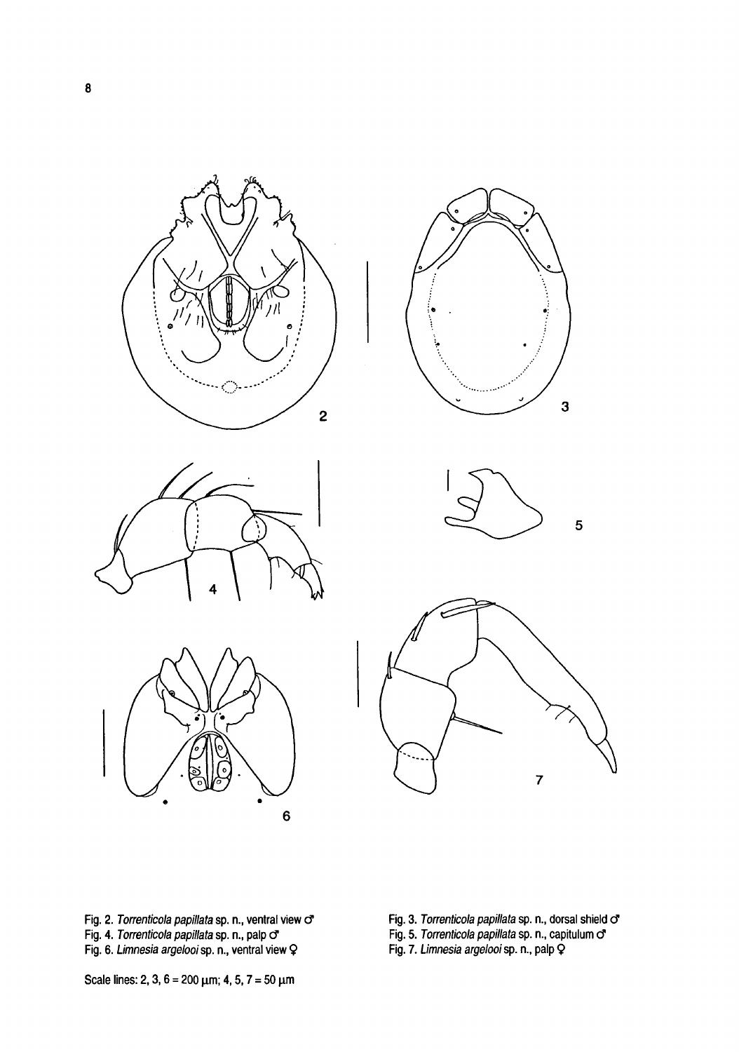Fig. 2. *Torrenticola papillata* sp. n., ventral view ♂

Fig. 3. *Torrenticola papillata* sp. n., dorsal shield ♂

Fig. 4. *Torrenticola papillata* sp. n., palp ♂

Fig. 5. *Torrenticola papillata* sp. n., capitulum ♂

Fig. 6. *Limnesia argelooi* sp. n., ventral view ♀

Fig. 7. *Limnesia argelooi* sp. n., palp ♀

Scale lines: 2, 3, 6 = 200 µm; 4, 5, 7 = 50 µm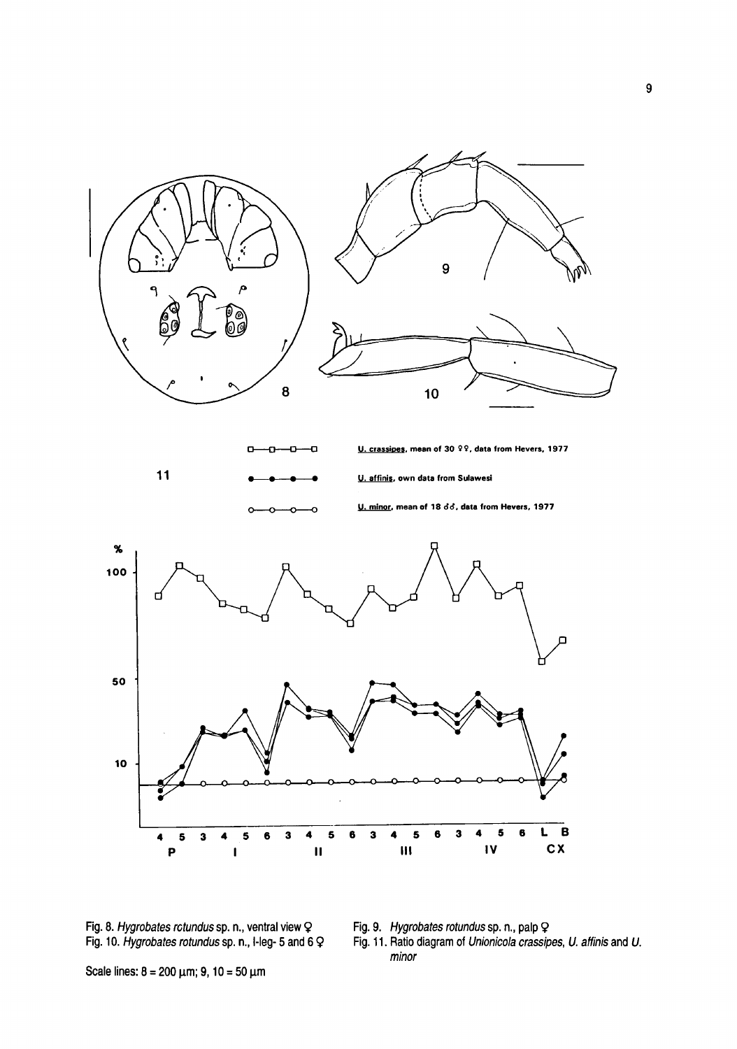Fig. 8. *Hygrobates rctundus* sp. n., ventral view ♀

Fig. 9. *Hygrobates rotundus* sp. n., palp ♀

Fig. 10. *Hygrobates rotundus* sp. n., I-leg- 5 and 6 ♀

Fig. 11. Ratio diagram of *Unionicola crassipes*, *U. affinis* and *U. minor*

Scale lines: 8 = 200 µm; 9, 10 = 50 µm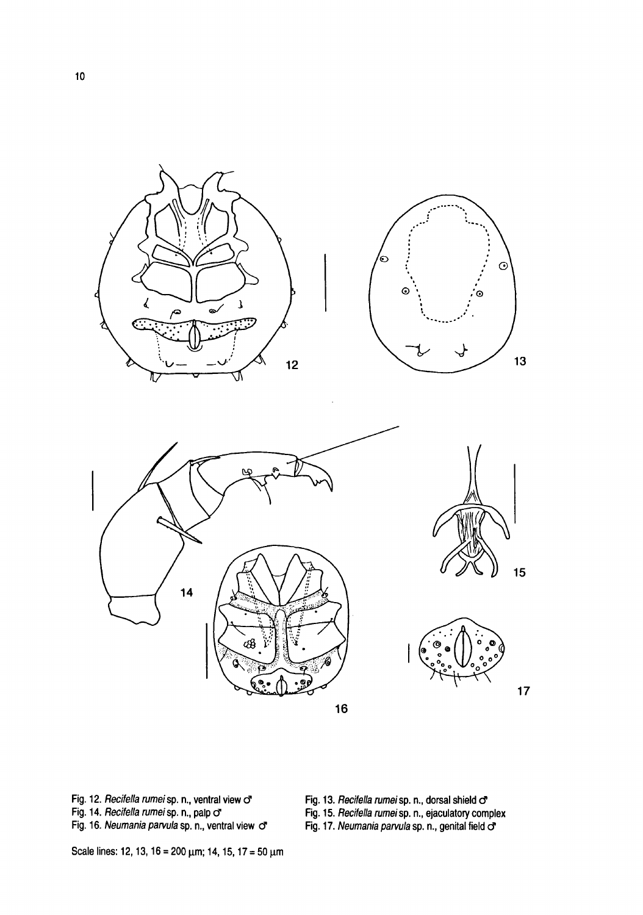Fig. 12. *Recifella rumei* sp. n., ventral view ♂

Fig. 13. *Recifella rumei* sp. n., dorsal shield ♂

Fig. 14. *Recifella rumei* sp. n., palp ♂

Fig. 15. *Recifella rumei* sp. n., ejaculatory complex

Fig. 16. *Neumania parvula* sp. n., ventral view ♂

Fig. 17. *Neumania parvula* sp. n., genital field ♂

Scale lines: 12, 13, 16 = 200 μm; 14, 15, 17 = 50 μm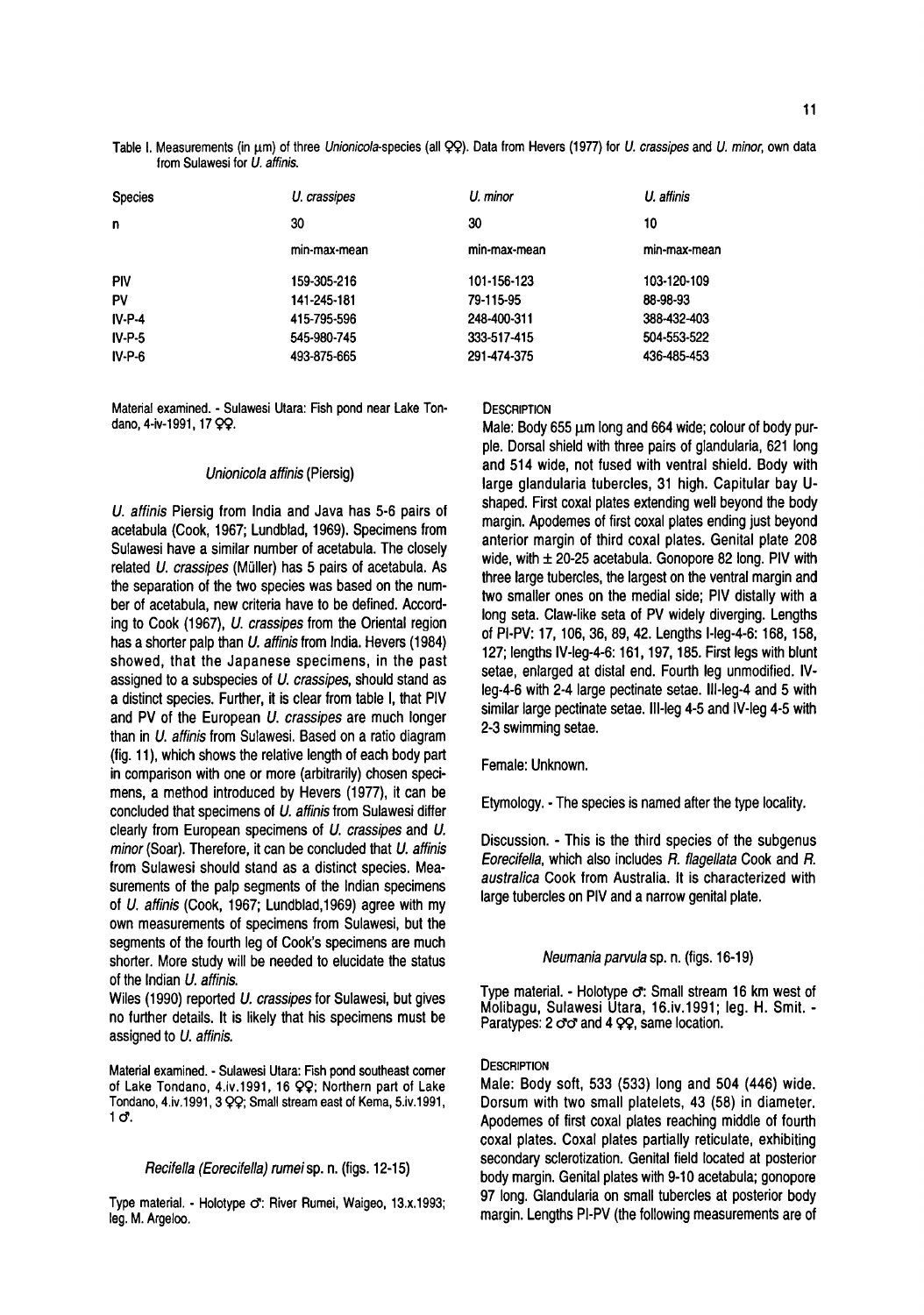Table I. Measurements (in µm) of three *Unionicola*-species (all ♀♀). Data from Hevers (1977) for *U. crassipes* and *U. minor*, own data from Sulawesi for *U. affinis*.

| Species | *U. crassipes* | *U. minor* | *U. affinis* |
|---|---|---|---|
| n | 30 | 30 | 10 |
| | min-max-mean | min-max-mean | min-max-mean |
| PIV | 159-305-216 | 101-156-123 | 103-120-109 |
| PV | 141-245-181 | 79-115-95 | 88-98-93 |
| IV-P-4 | 415-795-596 | 248-400-311 | 388-432-403 |
| IV-P-5 | 545-980-745 | 333-517-415 | 504-553-522 |
| IV-P-6 | 493-875-665 | 291-474-375 | 436-485-453 |

Material examined. - Sulawesi Utara: Fish pond near Lake Tondano, 4-iv-1991, 17 ♀♀.

### *Unionicola affinis* (Piersig)

*U. affinis* Piersig from India and Java has 5-6 pairs of acetabula (Cook, 1967; Lundblad, 1969). Specimens from Sulawesi have a similar number of acetabula. The closely related *U. crassipes* (Müller) has 5 pairs of acetabula. As the separation of the two species was based on the number of acetabula, new criteria have to be defined. According to Cook (1967), *U. crassipes* from the Oriental region has a shorter palp than *U. affinis* from India. Hevers (1984) showed, that the Japanese specimens, in the past assigned to a subspecies of *U. crassipes*, should stand as a distinct species. Further, it is clear from table I, that PIV and PV of the European *U. crassipes* are much longer than in *U. affinis* from Sulawesi. Based on a ratio diagram (fig. 11), which shows the relative length of each body part in comparison with one or more (arbitrarily) chosen specimens, a method introduced by Hevers (1977), it can be concluded that specimens of *U. affinis* from Sulawesi differ clearly from European specimens of *U. crassipes* and *U. minor* (Soar). Therefore, it can be concluded that *U. affinis* from Sulawesi should stand as a distinct species. Measurements of the palp segments of the Indian specimens of *U. affinis* (Cook, 1967; Lundblad,1969) agree with my own measurements of specimens from Sulawesi, but the segments of the fourth leg of Cook's specimens are much shorter. More study will be needed to elucidate the status of the Indian *U. affinis*.

Wiles (1990) reported *U. crassipes* for Sulawesi, but gives no further details. It is likely that his specimens must be assigned to *U. affinis*.

Material examined. - Sulawesi Utara: Fish pond southeast corner of Lake Tondano, 4.iv.1991, 16 ♀♀; Northern part of Lake Tondano, 4.iv.1991, 3 ♀♀; Small stream east of Kema, 5.iv.1991, 1 ♂.

### *Recifella (Eorecifella) rumei* sp. n. (figs. 12-15)

Type material. - Holotype ♂: River Rumei, Waigeo, 13.x.1993; leg. M. Argeloo.

DESCRIPTION

Male: Body 655 µm long and 664 wide; colour of body purple. Dorsal shield with three pairs of glandularia, 621 long and 514 wide, not fused with ventral shield. Body with large glandularia tubercles, 31 high. Capitular bay U-shaped. First coxal plates extending well beyond the body margin. Apodemes of first coxal plates ending just beyond anterior margin of third coxal plates. Genital plate 208 wide, with ± 20-25 acetabula. Gonopore 82 long. PIV with three large tubercles, the largest on the ventral margin and two smaller ones on the medial side; PIV distally with a long seta. Claw-like seta of PV widely diverging. Lengths of PI-PV: 17, 106, 36, 89, 42. Lengths I-leg-4-6: 168, 158, 127; lengths IV-leg-4-6: 161, 197, 185. First legs with blunt setae, enlarged at distal end. Fourth leg unmodified. IV-leg-4-6 with 2-4 large pectinate setae. III-leg-4 and 5 with similar large pectinate setae. III-leg 4-5 and IV-leg 4-5 with 2-3 swimming setae.

Female: Unknown.

Etymology. - The species is named after the type locality.

Discussion. - This is the third species of the subgenus *Eorecifella*, which also includes *R. flagellata* Cook and *R. australica* Cook from Australia. It is characterized with large tubercles on PIV and a narrow genital plate.

### *Neumania parvula* sp. n. (figs. 16-19)

Type material. - Holotype ♂: Small stream 16 km west of Molibagu, Sulawesi Utara, 16.iv.1991; leg. H. Smit. - Paratypes: 2 ♂♂ and 4 ♀♀, same location.

DESCRIPTION

Male: Body soft, 533 (533) long and 504 (446) wide. Dorsum with two small platelets, 43 (58) in diameter. Apodemes of first coxal plates reaching middle of fourth coxal plates. Coxal plates partially reticulate, exhibiting secondary sclerotization. Genital field located at posterior body margin. Genital plates with 9-10 acetabula; gonopore 97 long. Glandularia on small tubercles at posterior body margin. Lengths PI-PV (the following measurements are of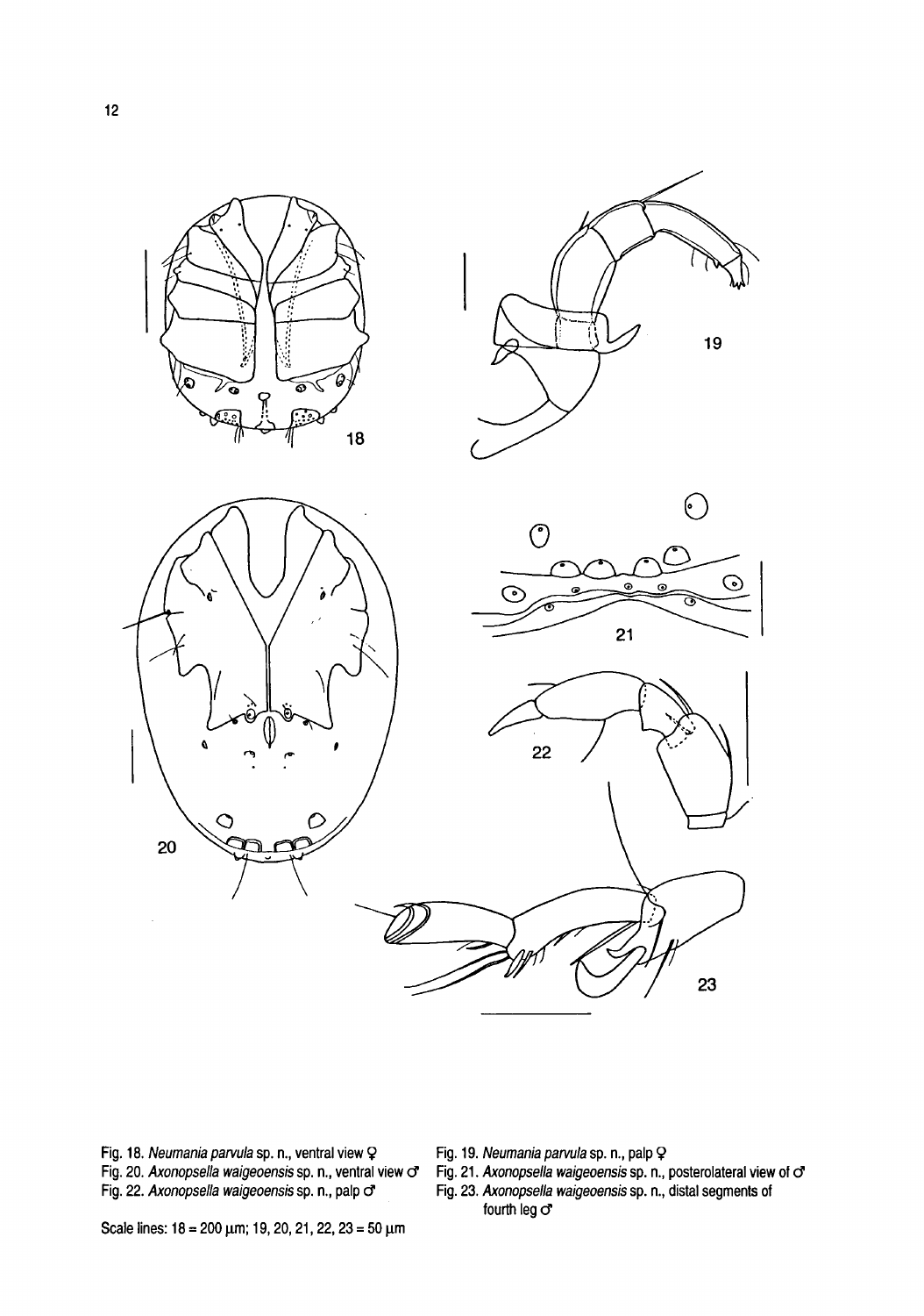Fig. 18. *Neumania parvula* sp. n., ventral view ♀

Fig. 19. *Neumania parvula* sp. n., palp ♀

Fig. 20. *Axonopsella waigeoensis* sp. n., ventral view ♂

Fig. 21. *Axonopsella waigeoensis* sp. n., posterolateral view of ♂

Fig. 22. *Axonopsella waigeoensis* sp. n., palp ♂

Fig. 23. *Axonopsella waigeoensis* sp. n., distal segments of fourth leg ♂

Scale lines: 18 = 200 μm; 19, 20, 21, 22, 23 = 50 μm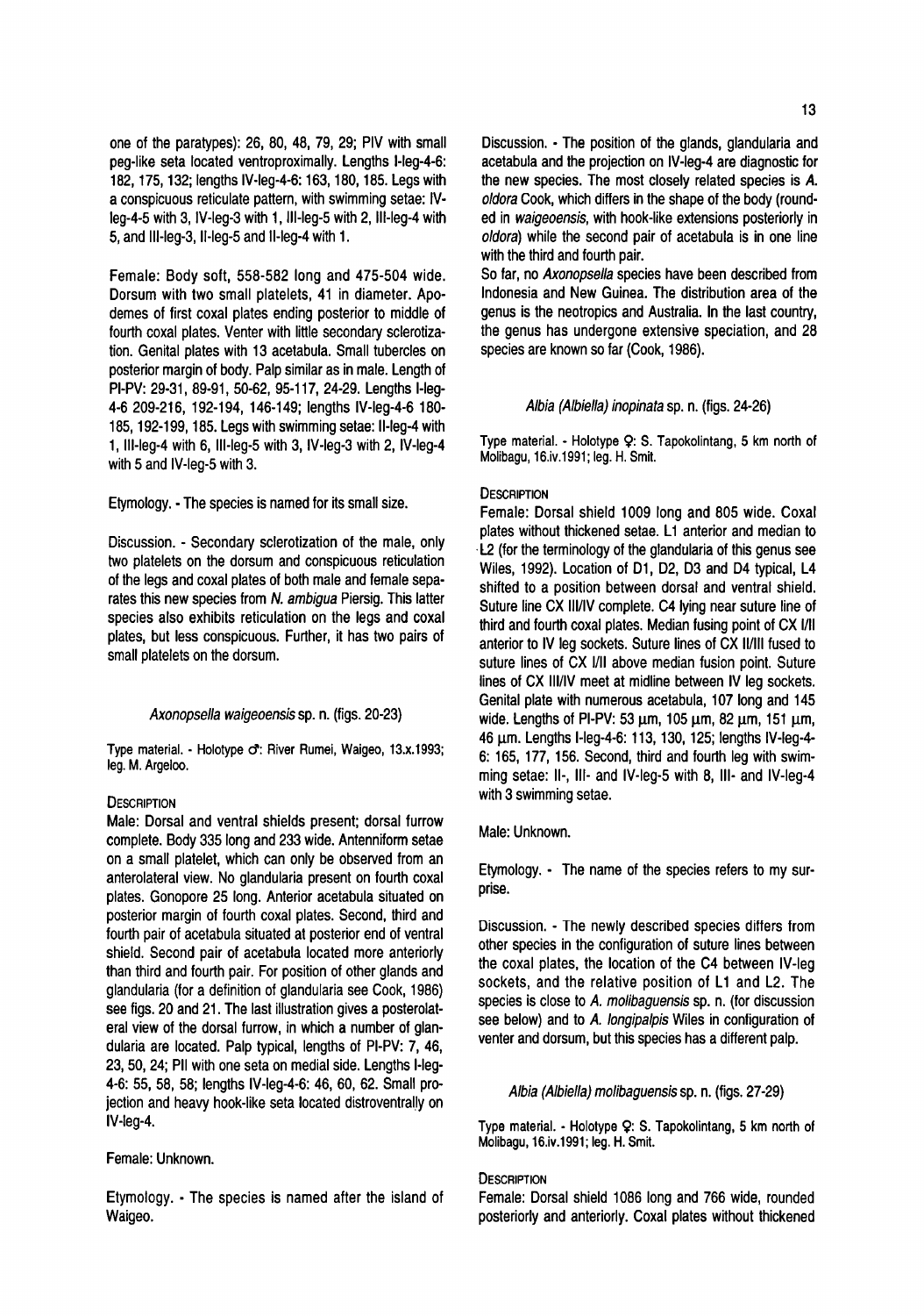one of the paratypes): 26, 80, 48, 79, 29; PIV with small peg-like seta located ventroproximally. Lengths I-leg-4-6: 182, 175, 132; lengths IV-leg-4-6: 163, 180, 185. Legs with a conspicuous reticulate pattern, with swimming setae: IV-leg-4-5 with 3, IV-leg-3 with 1, III-leg-5 with 2, III-leg-4 with 5, and III-leg-3, II-leg-5 and II-leg-4 with 1.

Female: Body soft, 558-582 long and 475-504 wide. Dorsum with two small platelets, 41 in diameter. Apodemes of first coxal plates ending posterior to middle of fourth coxal plates. Venter with little secondary sclerotization. Genital plates with 13 acetabula. Small tubercles on posterior margin of body. Palp similar as in male. Length of PI-PV: 29-31, 89-91, 50-62, 95-117, 24-29. Lengths I-leg-4-6 209-216, 192-194, 146-149; lengths IV-leg-4-6 180-185, 192-199, 185. Legs with swimming setae: II-leg-4 with 1, III-leg-4 with 6, III-leg-5 with 3, IV-leg-3 with 2, IV-leg-4 with 5 and IV-leg-5 with 3.

Etymology. - The species is named for its small size.

Discussion. - Secondary sclerotization of the male, only two platelets on the dorsum and conspicuous reticulation of the legs and coxal plates of both male and female separates this new species from *N. ambigua* Piersig. This latter species also exhibits reticulation on the legs and coxal plates, but less conspicuous. Further, it has two pairs of small platelets on the dorsum.

### *Axonopsella waigeoensis* sp. n. (figs. 20-23)

Type material. - Holotype ♂: River Rumei, Waigeo, 13.x.1993; leg. M. Argeloo.

DESCRIPTION

Male: Dorsal and ventral shields present; dorsal furrow complete. Body 335 long and 233 wide. Antenniform setae on a small platelet, which can only be observed from an anterolateral view. No glandularia present on fourth coxal plates. Gonopore 25 long. Anterior acetabula situated on posterior margin of fourth coxal plates. Second, third and fourth pair of acetabula situated at posterior end of ventral shield. Second pair of acetabula located more anteriorly than third and fourth pair. For position of other glands and glandularia (for a definition of glandularia see Cook, 1986) see figs. 20 and 21. The last illustration gives a posterolateral view of the dorsal furrow, in which a number of glandularia are located. Palp typical, lengths of PI-PV: 7, 46, 23, 50, 24; PII with one seta on medial side. Lengths I-leg-4-6: 55, 58, 58; lengths IV-leg-4-6: 46, 60, 62. Small projection and heavy hook-like seta located distroventrally on IV-leg-4.

Female: Unknown.

Etymology. - The species is named after the island of Waigeo.

Discussion. - The position of the glands, glandularia and acetabula and the projection on IV-leg-4 are diagnostic for the new species. The most closely related species is *A. oldora* Cook, which differs in the shape of the body (rounded in *waigeoensis*, with hook-like extensions posteriorly in *oldora*) while the second pair of acetabula is in one line with the third and fourth pair.

So far, no *Axonopsella* species have been described from Indonesia and New Guinea. The distribution area of the genus is the neotropics and Australia. In the last country, the genus has undergone extensive speciation, and 28 species are known so far (Cook, 1986).

### *Albia (Albiella) inopinata* sp. n. (figs. 24-26)

Type material. - Holotype ♀: S. Tapokolintang, 5 km north of Molibagu, 16.iv.1991; leg. H. Smit.

DESCRIPTION

Female: Dorsal shield 1009 long and 805 wide. Coxal plates without thickened setae. L1 anterior and median to L2 (for the terminology of the glandularia of this genus see Wiles, 1992). Location of D1, D2, D3 and D4 typical, L4 shifted to a position between dorsal and ventral shield. Suture line CX III/IV complete. C4 lying near suture line of third and fourth coxal plates. Median fusing point of CX I/II anterior to IV leg sockets. Suture lines of CX II/III fused to suture lines of CX I/II above median fusion point. Suture lines of CX III/IV meet at midline between IV leg sockets. Genital plate with numerous acetabula, 107 long and 145 wide. Lengths of PI-PV: 53 µm, 105 µm, 82 µm, 151 µm, 46 µm. Lengths I-leg-4-6: 113, 130, 125; lengths IV-leg-4-6: 165, 177, 156. Second, third and fourth leg with swimming setae: II-, III- and IV-leg-5 with 8, III- and IV-leg-4 with 3 swimming setae.

Male: Unknown.

Etymology. - The name of the species refers to my surprise.

Discussion. - The newly described species differs from other species in the configuration of suture lines between the coxal plates, the location of the C4 between IV-leg sockets, and the relative position of L1 and L2. The species is close to *A. molibaguensis* sp. n. (for discussion see below) and to *A. longipalpis* Wiles in configuration of venter and dorsum, but this species has a different palp.

### *Albia (Albiella) molibaguensis* sp. n. (figs. 27-29)

Type material. - Holotype ♀: S. Tapokolintang, 5 km north of Molibagu, 16.iv.1991; leg. H. Smit.

DESCRIPTION

Female: Dorsal shield 1086 long and 766 wide, rounded posteriorly and anteriorly. Coxal plates without thickened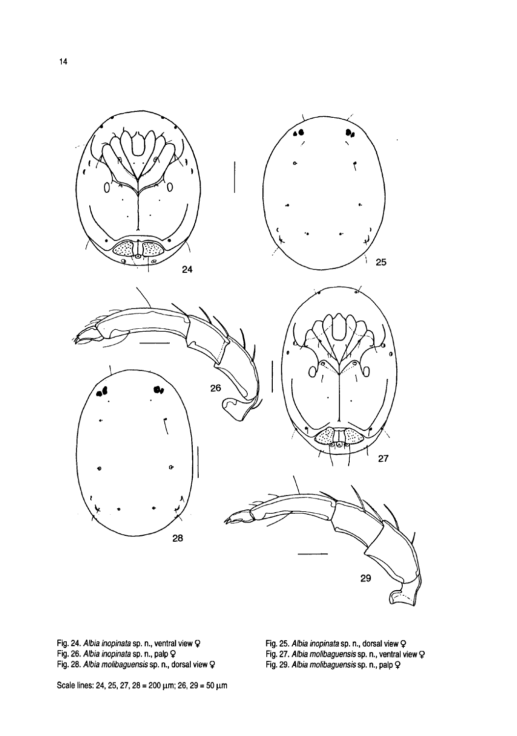Fig. 24. *Albia inopinata* sp. n., ventral view ♀

Fig. 25. *Albia inopinata* sp. n., dorsal view ♀

Fig. 26. *Albia inopinata* sp. n., palp ♀

Fig. 27. *Albia molibaguensis* sp. n., ventral view ♀

Fig. 28. *Albia molibaguensis* sp. n., dorsal view ♀

Fig. 29. *Albia molibaguensis* sp. n., palp ♀

Scale lines: 24, 25, 27, 28 = 200 μm; 26, 29 = 50 μm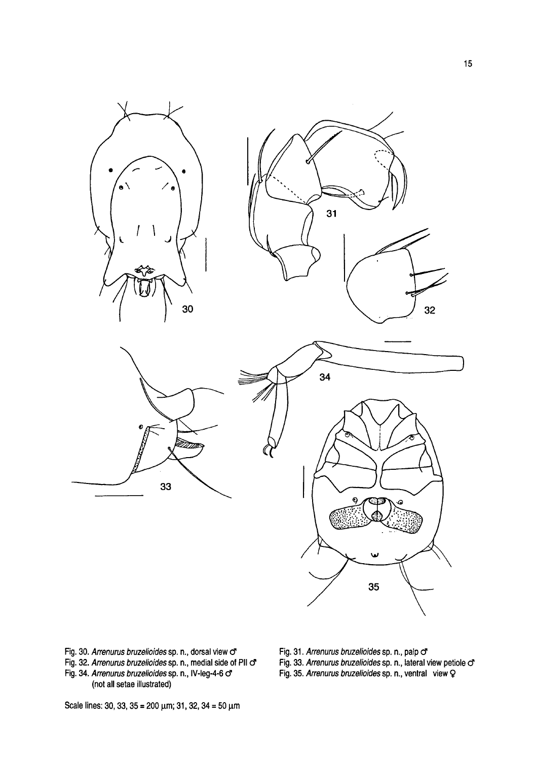Fig. 30. *Arrenurus bruzelioides* sp. n., dorsal view ♂

Fig. 31. *Arrenurus bruzelioides* sp. n., palp ♂

Fig. 32. *Arrenurus bruzelioides* sp. n., medial side of PII ♂

Fig. 33. *Arrenurus bruzelioides* sp. n., lateral view petiole ♂

Fig. 34. *Arrenurus bruzelioides* sp. n., IV-leg-4-6 ♂ (not all setae illustrated)

Fig. 35. *Arrenurus bruzelioides* sp. n., ventral view ♀

Scale lines: 30, 33, 35 = 200 μm; 31, 32, 34 = 50 μm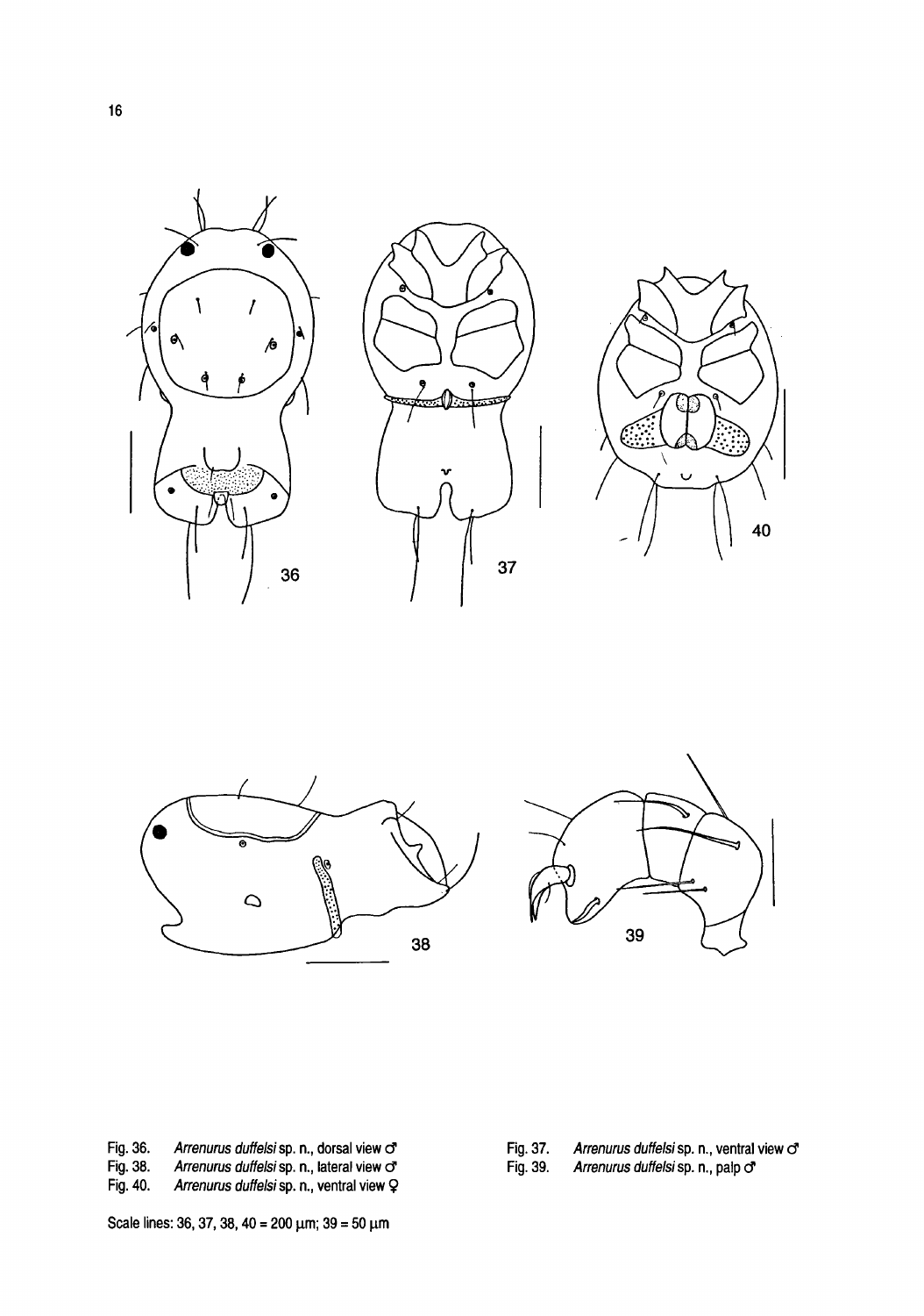Fig. 36. *Arrenurus duffelsi* sp. n., dorsal view ♂

Fig. 37. *Arrenurus duffelsi* sp. n., ventral view ♂

Fig. 38. *Arrenurus duffelsi* sp. n., lateral view ♂

Fig. 39. *Arrenurus duffelsi* sp. n., palp ♂

Fig. 40. *Arrenurus duffelsi* sp. n., ventral view ♀

Scale lines: 36, 37, 38, 40 = 200 µm; 39 = 50 µm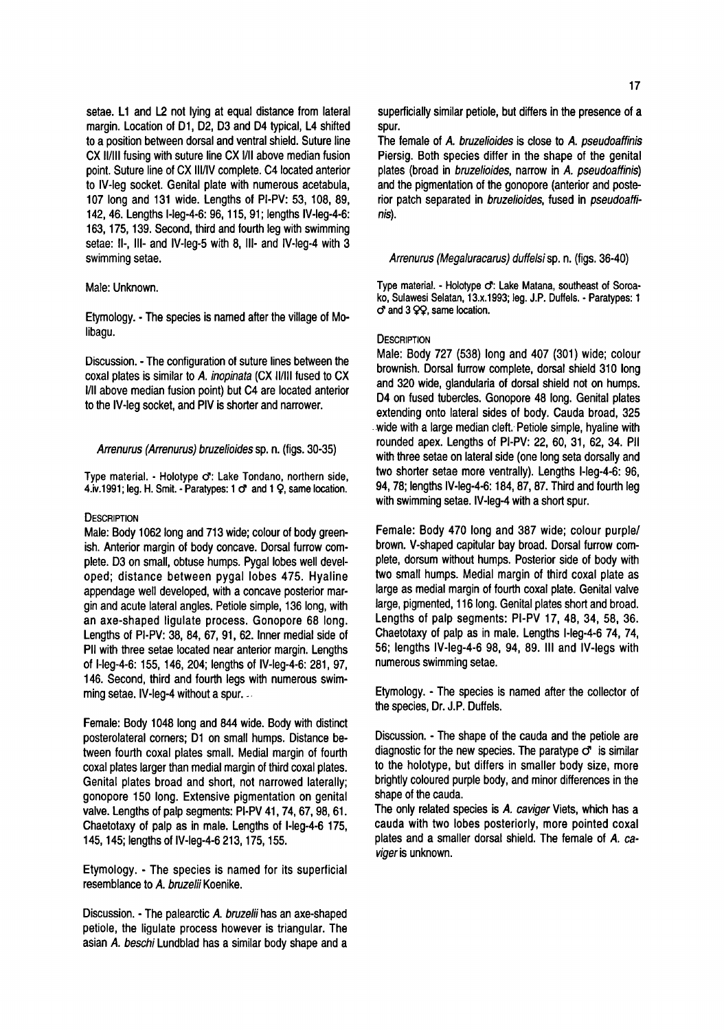setae. L1 and L2 not lying at equal distance from lateral margin. Location of D1, D2, D3 and D4 typical, L4 shifted to a position between dorsal and ventral shield. Suture line CX II/III fusing with suture line CX I/II above median fusion point. Suture line of CX III/IV complete. C4 located anterior to IV-leg socket. Genital plate with numerous acetabula, 107 long and 131 wide. Lengths of PI-PV: 53, 108, 89, 142, 46. Lengths I-leg-4-6: 96, 115, 91; lengths IV-leg-4-6: 163, 175, 139. Second, third and fourth leg with swimming setae: II-, III- and IV-leg-5 with 8, III- and IV-leg-4 with 3 swimming setae.

Male: Unknown.

Etymology. - The species is named after the village of Molibagu.

Discussion. - The configuration of suture lines between the coxal plates is similar to *A. inopinata* (CX II/III fused to CX I/II above median fusion point) but C4 are located anterior to the IV-leg socket, and PIV is shorter and narrower.

### *Arrenurus (Arrenurus) bruzelioides* sp. n. (figs. 30-35)

Type material. - Holotype ♂: Lake Tondano, northern side, 4.iv.1991; leg. H. Smit. - Paratypes: 1 ♂ and 1 ♀, same location.

#### Description

Male: Body 1062 long and 713 wide; colour of body greenish. Anterior margin of body concave. Dorsal furrow complete. D3 on small, obtuse humps. Pygal lobes well developed; distance between pygal lobes 475. Hyaline appendage well developed, with a concave posterior margin and acute lateral angles. Petiole simple, 136 long, with an axe-shaped ligulate process. Gonopore 68 long. Lengths of PI-PV: 38, 84, 67, 91, 62. Inner medial side of PII with three setae located near anterior margin. Lengths of I-leg-4-6: 155, 146, 204; lengths of IV-leg-4-6: 281, 97, 146. Second, third and fourth legs with numerous swimming setae. IV-leg-4 without a spur.

Female: Body 1048 long and 844 wide. Body with distinct posterolateral corners; D1 on small humps. Distance between fourth coxal plates small. Medial margin of fourth coxal plates larger than medial margin of third coxal plates. Genital plates broad and short, not narrowed laterally; gonopore 150 long. Extensive pigmentation on genital valve. Lengths of palp segments: PI-PV 41, 74, 67, 98, 61. Chaetotaxy of palp as in male. Lengths of I-leg-4-6 175, 145, 145; lengths of IV-leg-4-6 213, 175, 155.

Etymology. - The species is named for its superficial resemblance to *A. bruzelii* Koenike.

Discussion. - The palearctic *A. bruzelii* has an axe-shaped petiole, the ligulate process however is triangular. The asian *A. beschi* Lundblad has a similar body shape and a superficially similar petiole, but differs in the presence of a spur.

The female of *A. bruzelioides* is close to *A. pseudoaffinis* Piersig. Both species differ in the shape of the genital plates (broad in *bruzelioides*, narrow in *A. pseudoaffinis*) and the pigmentation of the gonopore (anterior and posterior patch separated in *bruzelioides*, fused in *pseudoaffinis*).

### *Arrenurus (Megaluracarus) duffelsi* sp. n. (figs. 36-40)

Type material. - Holotype ♂: Lake Matana, southeast of Soroako, Sulawesi Selatan, 13.x.1993; leg. J.P. Duffels. - Paratypes: 1 ♂ and 3 ♀♀, same location.

#### Description

Male: Body 727 (538) long and 407 (301) wide; colour brownish. Dorsal furrow complete, dorsal shield 310 long and 320 wide, glandularia of dorsal shield not on humps. D4 on fused tubercles. Gonopore 48 long. Genital plates extending onto lateral sides of body. Cauda broad, 325 wide with a large median cleft. Petiole simple, hyaline with rounded apex. Lengths of PI-PV: 22, 60, 31, 62, 34. PII with three setae on lateral side (one long seta dorsally and two shorter setae more ventrally). Lengths I-leg-4-6: 96, 94, 78; lengths IV-leg-4-6: 184, 87, 87. Third and fourth leg with swimming setae. IV-leg-4 with a short spur.

Female: Body 470 long and 387 wide; colour purple/brown. V-shaped capitular bay broad. Dorsal furrow complete, dorsum without humps. Posterior side of body with two small humps. Medial margin of third coxal plate as large as medial margin of fourth coxal plate. Genital valve large, pigmented, 116 long. Genital plates short and broad. Lengths of palp segments: PI-PV 17, 48, 34, 58, 36. Chaetotaxy of palp as in male. Lengths I-leg-4-6 74, 74, 56; lengths IV-leg-4-6 98, 94, 89. III and IV-legs with numerous swimming setae.

Etymology. - The species is named after the collector of the species, Dr. J.P. Duffels.

Discussion. - The shape of the cauda and the petiole are diagnostic for the new species. The paratype ♂ is similar to the holotype, but differs in smaller body size, more brightly coloured purple body, and minor differences in the shape of the cauda.

The only related species is *A. caviger* Viets, which has a cauda with two lobes posteriorly, more pointed coxal plates and a smaller dorsal shield. The female of *A. caviger* is unknown.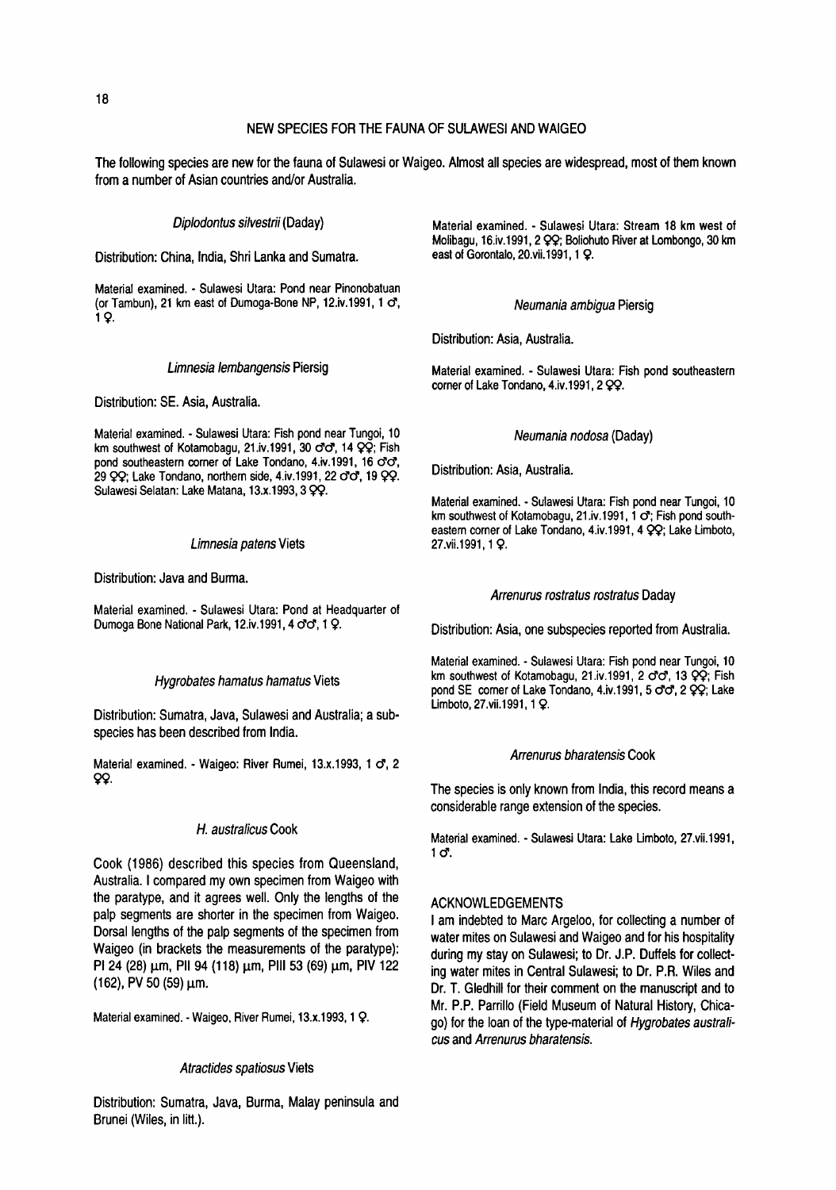## NEW SPECIES FOR THE FAUNA OF SULAWESI AND WAIGEO

The following species are new for the fauna of Sulawesi or Waigeo. Almost all species are widespread, most of them known from a number of Asian countries and/or Australia.

### *Diplodontus silvestrii* (Daday)

Distribution: China, India, Shri Lanka and Sumatra.

Material examined. - Sulawesi Utara: Pond near Pinonobatuan (or Tambun), 21 km east of Dumoga-Bone NP, 12.iv.1991, 1 ♂, 1 ♀.

### *Limnesia lembangensis* Piersig

Distribution: SE. Asia, Australia.

Material examined. - Sulawesi Utara: Fish pond near Tungoi, 10 km southwest of Kotamobagu, 21.iv.1991, 30 ♂♂, 14 ♀♀; Fish pond southeastern corner of Lake Tondano, 4.iv.1991, 16 ♂♂, 29 ♀♀; Lake Tondano, northern side, 4.iv.1991, 22 ♂♂, 19 ♀♀. Sulawesi Selatan: Lake Matana, 13.x.1993, 3 ♀♀.

### *Limnesia patens* Viets

Distribution: Java and Burma.

Material examined. - Sulawesi Utara: Pond at Headquarter of Dumoga Bone National Park, 12.iv.1991, 4 ♂♂, 1 ♀.

### *Hygrobates hamatus hamatus* Viets

Distribution: Sumatra, Java, Sulawesi and Australia; a subspecies has been described from India.

Material examined. - Waigeo: River Rumei, 13.x.1993, 1 ♂, 2 ♀♀.

### *H. australicus* Cook

Cook (1986) described this species from Queensland, Australia. I compared my own specimen from Waigeo with the paratype, and it agrees well. Only the lengths of the palp segments are shorter in the specimen from Waigeo. Dorsal lengths of the palp segments of the specimen from Waigeo (in brackets the measurements of the paratype): PI 24 (28) μm, PII 94 (118) μm, PIII 53 (69) μm, PIV 122 (162), PV 50 (59) μm.

Material examined. - Waigeo, River Rumei, 13.x.1993, 1 ♀.

### *Atractides spatiosus* Viets

Distribution: Sumatra, Java, Burma, Malay peninsula and Brunei (Wiles, in litt.).

Material examined. - Sulawesi Utara: Stream 18 km west of Molibagu, 16.iv.1991, 2 ♀♀; Boliohuto River at Lombongo, 30 km east of Gorontalo, 20.vii.1991, 1 ♀.

### *Neumania ambigua* Piersig

Distribution: Asia, Australia.

Material examined. - Sulawesi Utara: Fish pond southeastern corner of Lake Tondano, 4.iv.1991, 2 ♀♀.

### *Neumania nodosa* (Daday)

Distribution: Asia, Australia.

Material examined. - Sulawesi Utara: Fish pond near Tungoi, 10 km southwest of Kotamobagu, 21.iv.1991, 1 ♂; Fish pond southeastern corner of Lake Tondano, 4.iv.1991, 4 ♀♀; Lake Limboto, 27.vii.1991, 1 ♀.

### *Arrenurus rostratus rostratus* Daday

Distribution: Asia, one subspecies reported from Australia.

Material examined. - Sulawesi Utara: Fish pond near Tungoi, 10 km southwest of Kotamobagu, 21.iv.1991, 2 ♂♂, 13 ♀♀; Fish pond SE corner of Lake Tondano, 4.iv.1991, 5 ♂♂, 2 ♀♀; Lake Limboto, 27.vii.1991, 1 ♀.

### *Arrenurus bharatensis* Cook

The species is only known from India, this record means a considerable range extension of the species.

Material examined. - Sulawesi Utara: Lake Limboto, 27.vii.1991, 1 ♂.

## ACKNOWLEDGEMENTS

I am indebted to Marc Argeloo, for collecting a number of water mites on Sulawesi and Waigeo and for his hospitality during my stay on Sulawesi; to Dr. J.P. Duffels for collecting water mites in Central Sulawesi; to Dr. P.R. Wiles and Dr. T. Gledhill for their comment on the manuscript and to Mr. P.P. Parrillo (Field Museum of Natural History, Chicago) for the loan of the type-material of *Hygrobates australicus* and *Arrenurus bharatensis*.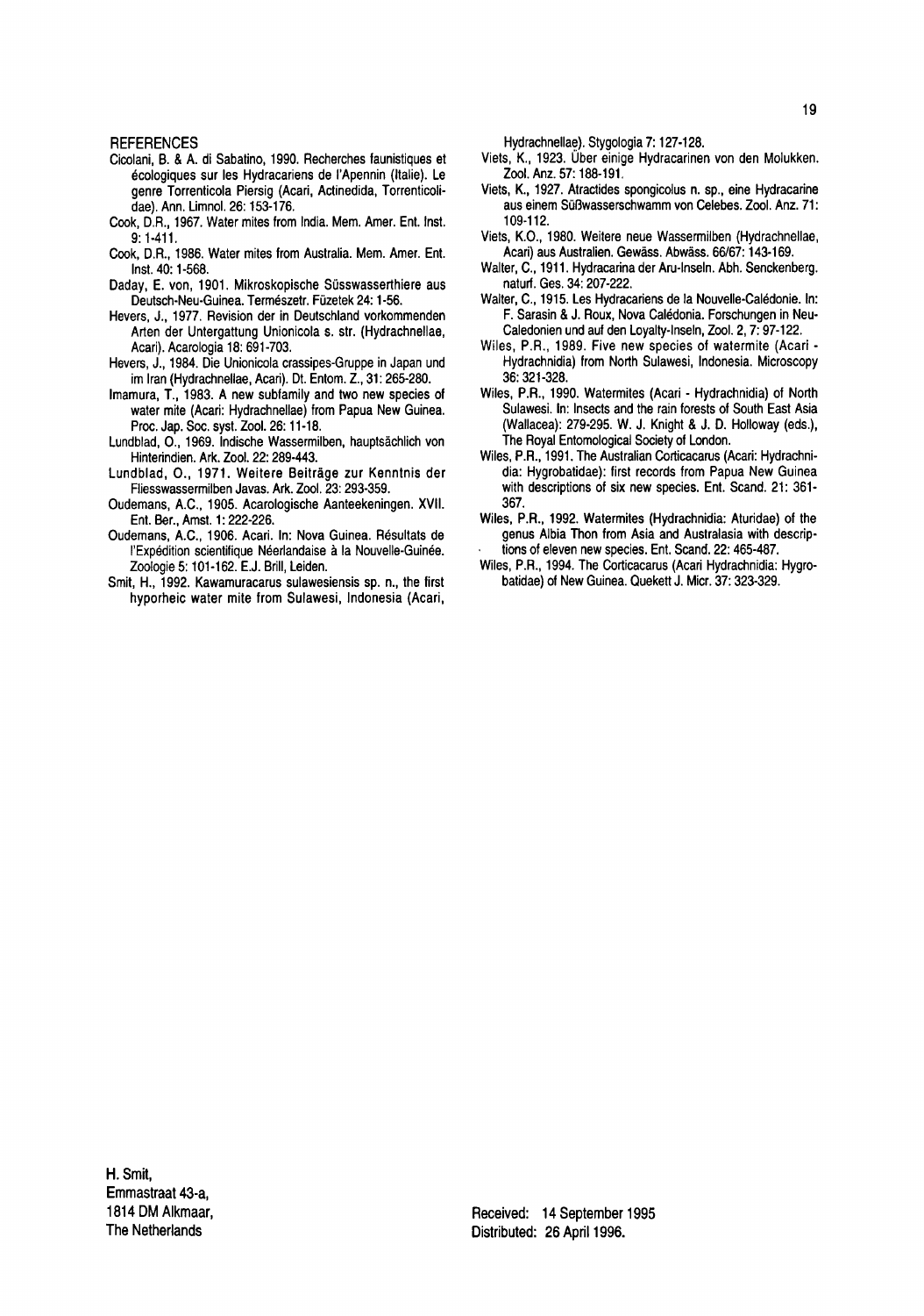## REFERENCES

Cicolani, B. & A. di Sabatino, 1990. Recherches faunistiques et écologiques sur les Hydracariens de l'Apennin (Italie). Le genre Torrenticola Piersig (Acari, Actinedida, Torrenticolidae). Ann. Limnol. 26: 153-176.

Cook, D.R., 1967. Water mites from India. Mem. Amer. Ent. Inst. 9: 1-411.

Cook, D.R., 1986. Water mites from Australia. Mem. Amer. Ent. Inst. 40: 1-568.

Daday, E. von, 1901. Mikroskopische Süsswasserthiere aus Deutsch-Neu-Guinea. Természetr. Füzetek 24: 1-56.

Hevers, J., 1977. Revision der in Deutschland vorkommenden Arten der Untergattung Unionicola s. str. (Hydrachnellae, Acari). Acarologia 18: 691-703.

Hevers, J., 1984. Die Unionicola crassipes-Gruppe in Japan und im Iran (Hydrachnellae, Acari). Dt. Entom. Z., 31: 265-280.

Imamura, T., 1983. A new subfamily and two new species of water mite (Acari: Hydrachnellae) from Papua New Guinea. Proc. Jap. Soc. syst. Zool. 26: 11-18.

Lundblad, O., 1969. Indische Wassermilben, hauptsächlich von Hinterindien. Ark. Zool. 22: 289-443.

Lundblad, O., 1971. Weitere Beiträge zur Kenntnis der Fliesswassermilben Javas. Ark. Zool. 23: 293-359.

Oudemans, A.C., 1905. Acarologische Aanteekeningen. XVII. Ent. Ber., Amst. 1: 222-226.

Oudemans, A.C., 1906. Acari. In: Nova Guinea. Résultats de l'Expédition scientifique Néerlandaise à la Nouvelle-Guinée. Zoologie 5: 101-162. E.J. Brill, Leiden.

Smit, H., 1992. Kawamuracarus sulawesiensis sp. n., the first hyporheic water mite from Sulawesi, Indonesia (Acari, Hydrachnellae). Stygologia 7: 127-128.

Viets, K., 1923. Über einige Hydracarinen von den Molukken. Zool. Anz. 57: 188-191.

Viets, K., 1927. Atractides spongicolus n. sp., eine Hydracarine aus einem Süßwasserschwamm von Celebes. Zool. Anz. 71: 109-112.

Viets, K.O., 1980. Weitere neue Wassermilben (Hydrachnellae, Acari) aus Australien. Gewäss. Abwäss. 66/67: 143-169.

Walter, C., 1911. Hydracarina der Aru-Inseln. Abh. Senckenberg. naturf. Ges. 34: 207-222.

Walter, C., 1915. Les Hydracariens de la Nouvelle-Calédonie. In: F. Sarasin & J. Roux, Nova Calédonia. Forschungen in Neu-Caledonien und auf den Loyalty-Inseln, Zool. 2, 7: 97-122.

Wiles, P.R., 1989. Five new species of watermite (Acari - Hydrachnidia) from North Sulawesi, Indonesia. Microscopy 36: 321-328.

Wiles, P.R., 1990. Watermites (Acari - Hydrachnidia) of North Sulawesi. In: Insects and the rain forests of South East Asia (Wallacea): 279-295. W. J. Knight & J. D. Holloway (eds.), The Royal Entomological Society of London.

Wiles, P.R., 1991. The Australian Corticacarus (Acari: Hydrachnidia: Hygrobatidae): first records from Papua New Guinea with descriptions of six new species. Ent. Scand. 21: 361-367.

Wiles, P.R., 1992. Watermites (Hydrachnidia: Aturidae) of the genus Albia Thon from Asia and Australasia with descriptions of eleven new species. Ent. Scand. 22: 465-487.

Wiles, P.R., 1994. The Corticacarus (Acari Hydrachnidia: Hygrobatidae) of New Guinea. Quekett J. Micr. 37: 323-329.

H. Smit,
Emmastraat 43-a,
1814 DM Alkmaar,
The Netherlands

Received: 14 September 1995
Distributed: 26 April 1996.